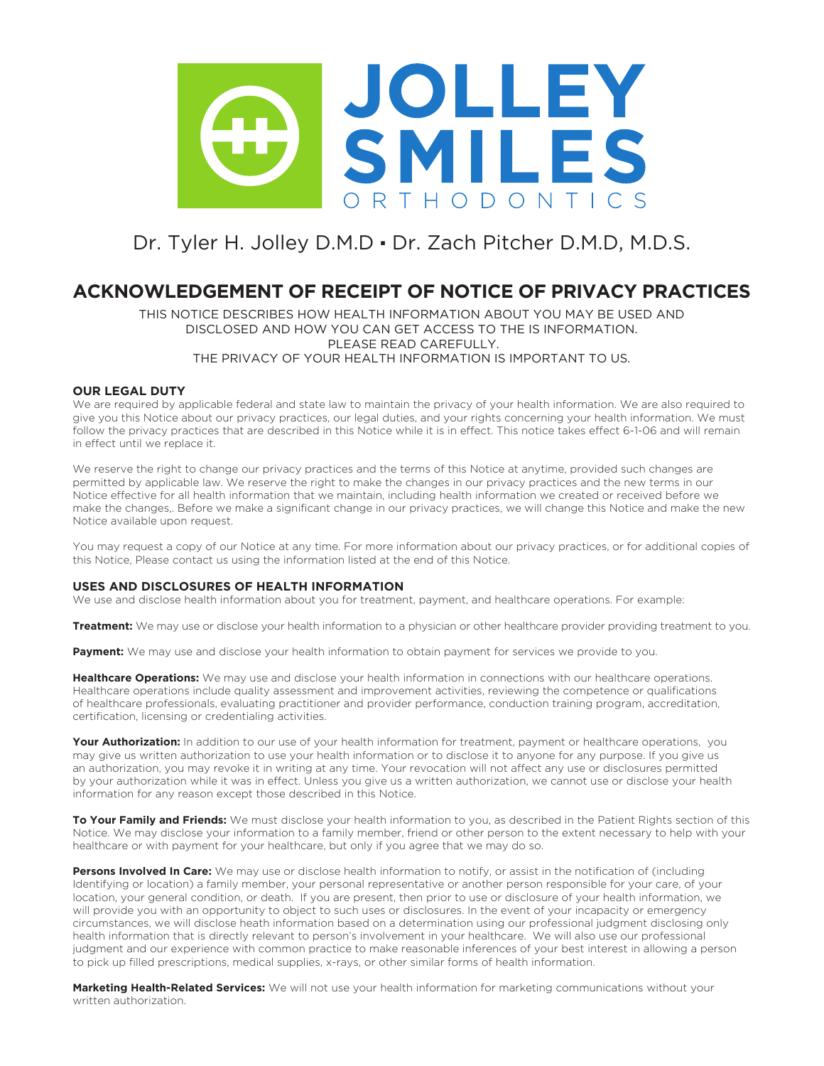# JOLLEY SMILES ORTHODONTICS

Dr. Tyler H. Jolley D.M.D ▪ Dr. Zach Pitcher D.M.D, M.D.S.

## ACKNOWLEDGEMENT OF RECEIPT OF NOTICE OF PRIVACY PRACTICES

THIS NOTICE DESCRIBES HOW HEALTH INFORMATION ABOUT YOU MAY BE USED AND DISCLOSED AND HOW YOU CAN GET ACCESS TO THE IS INFORMATION.
PLEASE READ CAREFULLY.
THE PRIVACY OF YOUR HEALTH INFORMATION IS IMPORTANT TO US.

### OUR LEGAL DUTY

We are required by applicable federal and state law to maintain the privacy of your health information. We are also required to give you this Notice about our privacy practices, our legal duties, and your rights concerning your health information. We must follow the privacy practices that are described in this Notice while it is in effect. This notice takes effect 6-1-06 and will remain in effect until we replace it.

We reserve the right to change our privacy practices and the terms of this Notice at anytime, provided such changes are permitted by applicable law. We reserve the right to make the changes in our privacy practices and the new terms in our Notice effective for all health information that we maintain, including health information we created or received before we make the changes,. Before we make a significant change in our privacy practices, we will change this Notice and make the new Notice available upon request.

You may request a copy of our Notice at any time. For more information about our privacy practices, or for additional copies of this Notice, Please contact us using the information listed at the end of this Notice.

### USES AND DISCLOSURES OF HEALTH INFORMATION

We use and disclose health information about you for treatment, payment, and healthcare operations. For example:

**Treatment:** We may use or disclose your health information to a physician or other healthcare provider providing treatment to you.

**Payment:** We may use and disclose your health information to obtain payment for services we provide to you.

**Healthcare Operations:** We may use and disclose your health information in connections with our healthcare operations. Healthcare operations include quality assessment and improvement activities, reviewing the competence or qualifications of healthcare professionals, evaluating practitioner and provider performance, conduction training program, accreditation, certification, licensing or credentialing activities.

**Your Authorization:** In addition to our use of your health information for treatment, payment or healthcare operations, you may give us written authorization to use your health information or to disclose it to anyone for any purpose. If you give us an authorization, you may revoke it in writing at any time. Your revocation will not affect any use or disclosures permitted by your authorization while it was in effect. Unless you give us a written authorization, we cannot use or disclose your health information for any reason except those described in this Notice.

**To Your Family and Friends:** We must disclose your health information to you, as described in the Patient Rights section of this Notice. We may disclose your information to a family member, friend or other person to the extent necessary to help with your healthcare or with payment for your healthcare, but only if you agree that we may do so.

**Persons Involved In Care:** We may use or disclose health information to notify, or assist in the notification of (including Identifying or location) a family member, your personal representative or another person responsible for your care, of your location, your general condition, or death. If you are present, then prior to use or disclosure of your health information, we will provide you with an opportunity to object to such uses or disclosures. In the event of your incapacity or emergency circumstances, we will disclose heath information based on a determination using our professional judgment disclosing only health information that is directly relevant to person's involvement in your healthcare. We will also use our professional judgment and our experience with common practice to make reasonable inferences of your best interest in allowing a person to pick up filled prescriptions, medical supplies, x-rays, or other similar forms of health information.

**Marketing Health-Related Services:** We will not use your health information for marketing communications without your written authorization.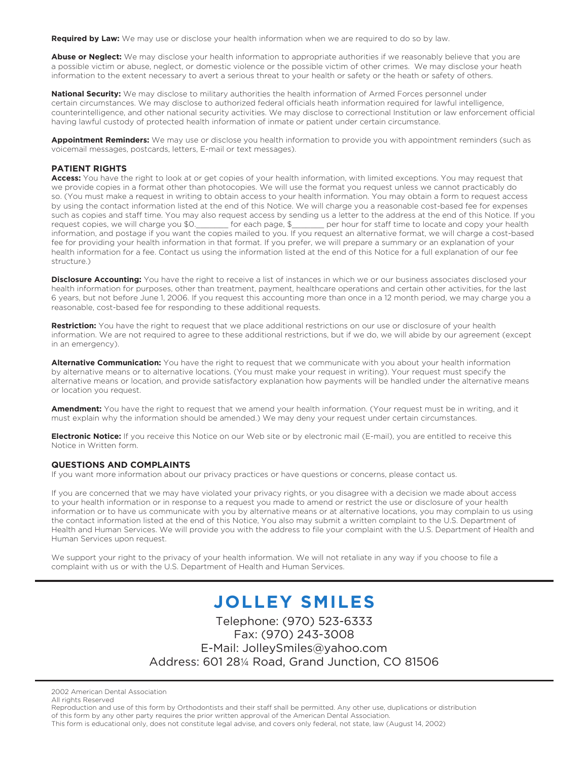**Required by Law:** We may use or disclose your health information when we are required to do so by law.

**Abuse or Neglect:** We may disclose your health information to appropriate authorities if we reasonably believe that you are a possible victim or abuse, neglect, or domestic violence or the possible victim of other crimes. We may disclose your heath information to the extent necessary to avert a serious threat to your health or safety or the heath or safety of others.

**National Security:** We may disclose to military authorities the health information of Armed Forces personnel under certain circumstances. We may disclose to authorized federal officials heath information required for lawful intelligence, counterintelligence, and other national security activities. We may disclose to correctional Institution or law enforcement official having lawful custody of protected health information of inmate or patient under certain circumstance.

**Appointment Reminders:** We may use or disclose you health information to provide you with appointment reminders (such as voicemail messages, postcards, letters, E-mail or text messages).

## PATIENT RIGHTS

**Access:** You have the right to look at or get copies of your health information, with limited exceptions. You may request that we provide copies in a format other than photocopies. We will use the format you request unless we cannot practicably do so. (You must make a request in writing to obtain access to your health information. You may obtain a form to request access by using the contact information listed at the end of this Notice. We will charge you a reasonable cost-based fee for expenses such as copies and staff time. You may also request access by sending us a letter to the address at the end of this Notice. If you request copies, we will charge you $0.________ for each page, $________ per hour for staff time to locate and copy your health information, and postage if you want the copies mailed to you. If you request an alternative format, we will charge a cost-based fee for providing your health information in that format. If you prefer, we will prepare a summary or an explanation of your health information for a fee. Contact us using the information listed at the end of this Notice for a full explanation of our fee structure.)

**Disclosure Accounting:** You have the right to receive a list of instances in which we or our business associates disclosed your health information for purposes, other than treatment, payment, healthcare operations and certain other activities, for the last 6 years, but not before June 1, 2006. If you request this accounting more than once in a 12 month period, we may charge you a reasonable, cost-based fee for responding to these additional requests.

**Restriction:** You have the right to request that we place additional restrictions on our use or disclosure of your health information. We are not required to agree to these additional restrictions, but if we do, we will abide by our agreement (except in an emergency).

**Alternative Communication:** You have the right to request that we communicate with you about your health information by alternative means or to alternative locations. (You must make your request in writing). Your request must specify the alternative means or location, and provide satisfactory explanation how payments will be handled under the alternative means or location you request.

**Amendment:** You have the right to request that we amend your health information. (Your request must be in writing, and it must explain why the information should be amended.) We may deny your request under certain circumstances.

**Electronic Notice:** If you receive this Notice on our Web site or by electronic mail (E-mail), you are entitled to receive this Notice in Written form.

## QUESTIONS AND COMPLAINTS

If you want more information about our privacy practices or have questions or concerns, please contact us.

If you are concerned that we may have violated your privacy rights, or you disagree with a decision we made about access to your health information or in response to a request you made to amend or restrict the use or disclosure of your health information or to have us communicate with you by alternative means or at alternative locations, you may complain to us using the contact information listed at the end of this Notice, You also may submit a written complaint to the U.S. Department of Health and Human Services. We will provide you with the address to file your complaint with the U.S. Department of Health and Human Services upon request.

We support your right to the privacy of your health information. We will not retaliate in any way if you choose to file a complaint with us or with the U.S. Department of Health and Human Services.

---

# JOLLEY SMILES

Telephone: (970) 523-6333
Fax: (970) 243-3008
E-Mail: JolleySmiles@yahoo.com
Address: 601 28¼ Road, Grand Junction, CO 81506

---

2002 American Dental Association
All rights Reserved
Reproduction and use of this form by Orthodontists and their staff shall be permitted. Any other use, duplications or distribution of this form by any other party requires the prior written approval of the American Dental Association.
This form is educational only, does not constitute legal advise, and covers only federal, not state, law (August 14, 2002)